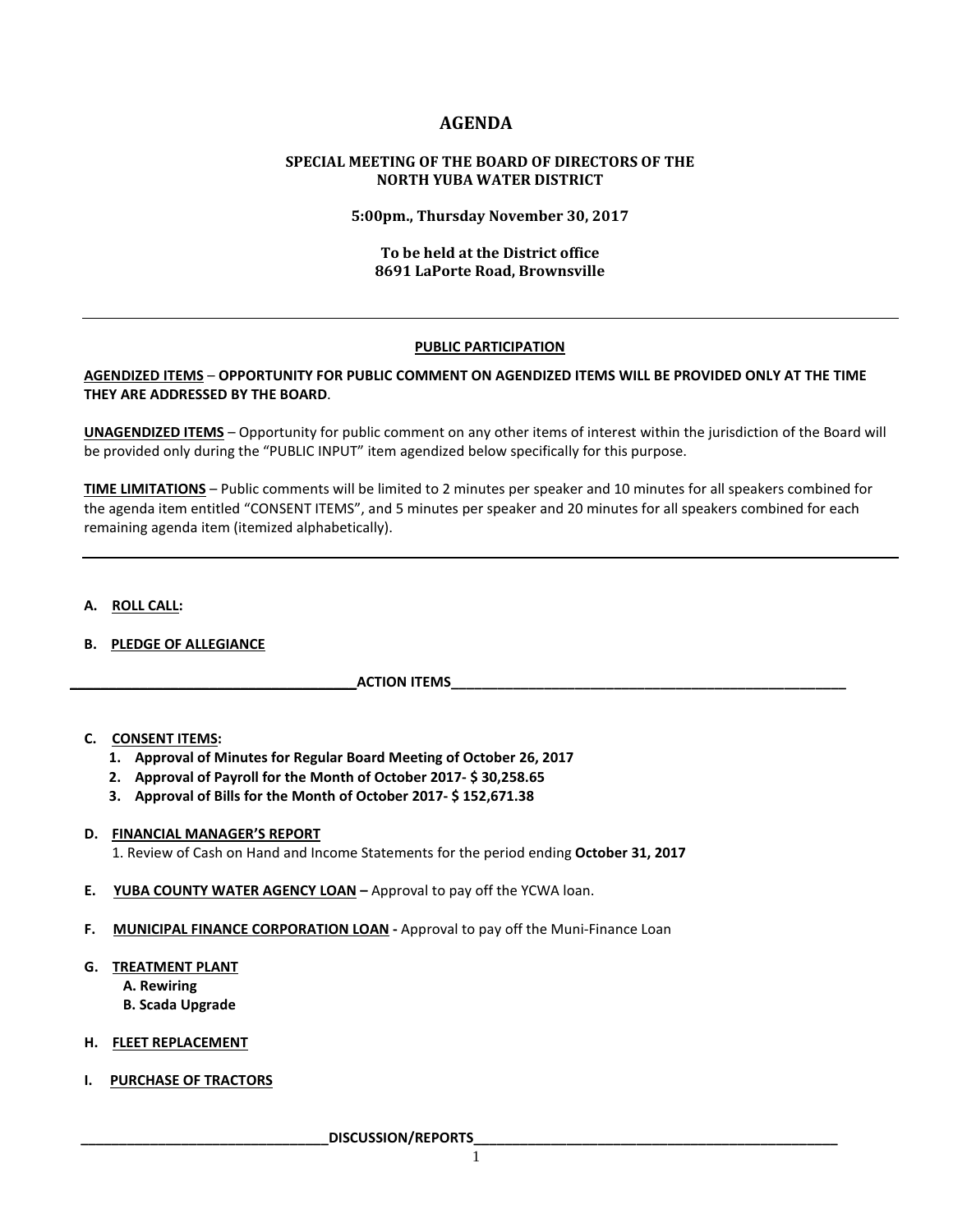# AGENDA

## SPECIAL MEETING OF THE BOARD OF DIRECTORS OF THE NORTH YUBA WATER DISTRICT

**5:00pm., Thursday November 30, 2017**

**To be held at the District office**
**8691 LaPorte Road, Brownsville**

---

**PUBLIC PARTICIPATION**

**AGENDIZED ITEMS** – **OPPORTUNITY FOR PUBLIC COMMENT ON AGENDIZED ITEMS WILL BE PROVIDED ONLY AT THE TIME THEY ARE ADDRESSED BY THE BOARD**.

**UNAGENDIZED ITEMS** – Opportunity for public comment on any other items of interest within the jurisdiction of the Board will be provided only during the "PUBLIC INPUT" item agendized below specifically for this purpose.

**TIME LIMITATIONS** – Public comments will be limited to 2 minutes per speaker and 10 minutes for all speakers combined for the agenda item entitled "CONSENT ITEMS", and 5 minutes per speaker and 20 minutes for all speakers combined for each remaining agenda item (itemized alphabetically).

---

**A. ROLL CALL:**

**B. PLEDGE OF ALLEGIANCE**

**ACTION ITEMS**

**C. CONSENT ITEMS:**
1. **Approval of Minutes for Regular Board Meeting of October 26, 2017**
2. **Approval of Payroll for the Month of October 2017- $ 30,258.65**
3. **Approval of Bills for the Month of October 2017- $ 152,671.38**

**D. FINANCIAL MANAGER'S REPORT**
1. Review of Cash on Hand and Income Statements for the period ending **October 31, 2017**

**E. YUBA COUNTY WATER AGENCY LOAN –** Approval to pay off the YCWA loan.

**F. MUNICIPAL FINANCE CORPORATION LOAN -** Approval to pay off the Muni-Finance Loan

**G. TREATMENT PLANT**
- **A. Rewiring**
- **B. Scada Upgrade**

**H. FLEET REPLACEMENT**

**I. PURCHASE OF TRACTORS**

**DISCUSSION/REPORTS**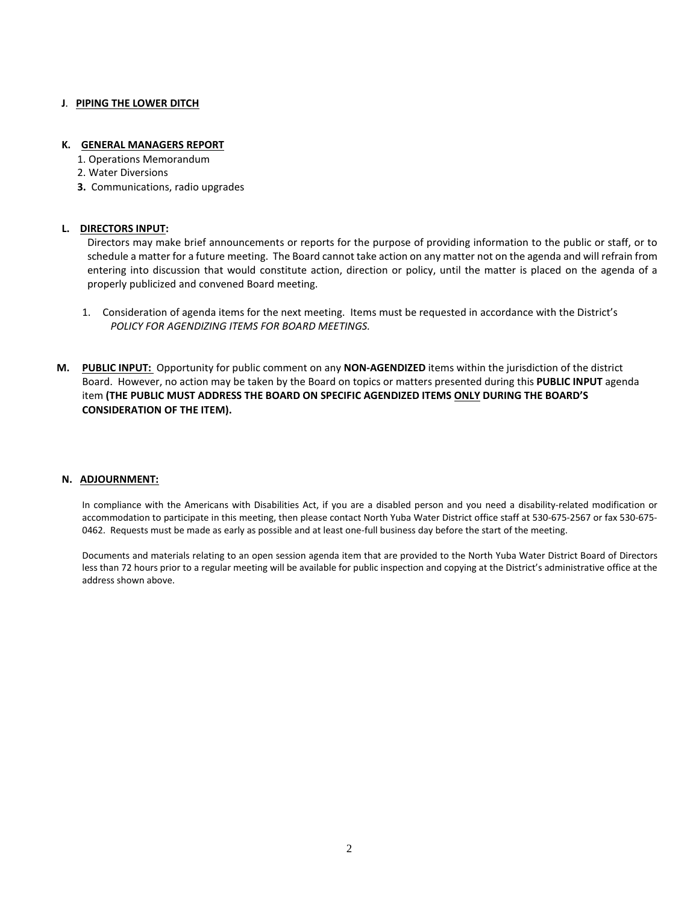**J**. **PIPING THE LOWER DITCH**

**K. GENERAL MANAGERS REPORT**

1. Operations Memorandum
2. Water Diversions
3. Communications, radio upgrades

**L. DIRECTORS INPUT:**

Directors may make brief announcements or reports for the purpose of providing information to the public or staff, or to schedule a matter for a future meeting. The Board cannot take action on any matter not on the agenda and will refrain from entering into discussion that would constitute action, direction or policy, until the matter is placed on the agenda of a properly publicized and convened Board meeting.

1. Consideration of agenda items for the next meeting. Items must be requested in accordance with the District's *POLICY FOR AGENDIZING ITEMS FOR BOARD MEETINGS.*

**M. PUBLIC INPUT:** Opportunity for public comment on any **NON-AGENDIZED** items within the jurisdiction of the district Board. However, no action may be taken by the Board on topics or matters presented during this **PUBLIC INPUT** agenda item **(THE PUBLIC MUST ADDRESS THE BOARD ON SPECIFIC AGENDIZED ITEMS ONLY DURING THE BOARD'S CONSIDERATION OF THE ITEM).**

**N. ADJOURNMENT:**

In compliance with the Americans with Disabilities Act, if you are a disabled person and you need a disability-related modification or accommodation to participate in this meeting, then please contact North Yuba Water District office staff at 530-675-2567 or fax 530-675-0462. Requests must be made as early as possible and at least one-full business day before the start of the meeting.

Documents and materials relating to an open session agenda item that are provided to the North Yuba Water District Board of Directors less than 72 hours prior to a regular meeting will be available for public inspection and copying at the District's administrative office at the address shown above.